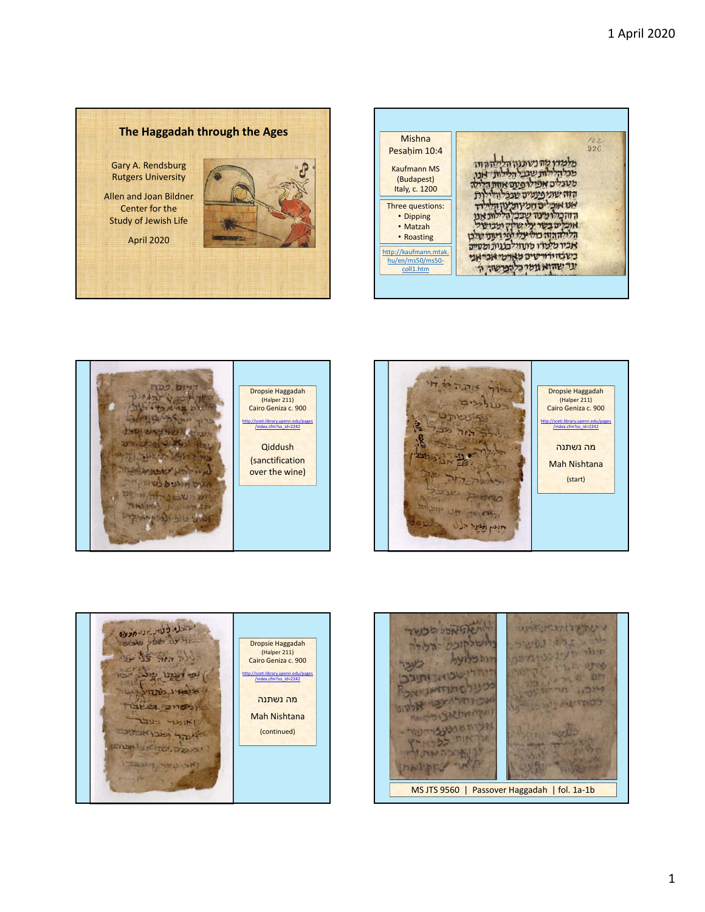## The Haggadah through the Ages

Gary A. Rendsburg
Rutgers University

Allen and Joan Bildner Center for the Study of Jewish Life

April 2020

---

Mishna Pesaḥim 10:4

Kaufmann MS (Budapest) Italy, c. 1200

Three questions:

- Dipping
- Matzah
- Roasting

http://kaufmann.mtak.hu/en/ms50/ms50-coll1.htm

---

Dropsie Haggadah (Halper 211) Cairo Geniza c. 900

http://sceti.library.upenn.edu/pages/index.cfm?so_id=2242

Qiddush (sanctification over the wine)

---

Dropsie Haggadah (Halper 211) Cairo Geniza c. 900

http://sceti.library.upenn.edu/pages/index.cfm?so_id=2242

מה נשתנה

Mah Nishtana

(start)

---

Dropsie Haggadah (Halper 211) Cairo Geniza c. 900

http://sceti.library.upenn.edu/pages/index.cfm?so_id=2242

מה נשתנה

Mah Nishtana

(continued)

---

MS JTS 9560 | Passover Haggadah | fol. 1a-1b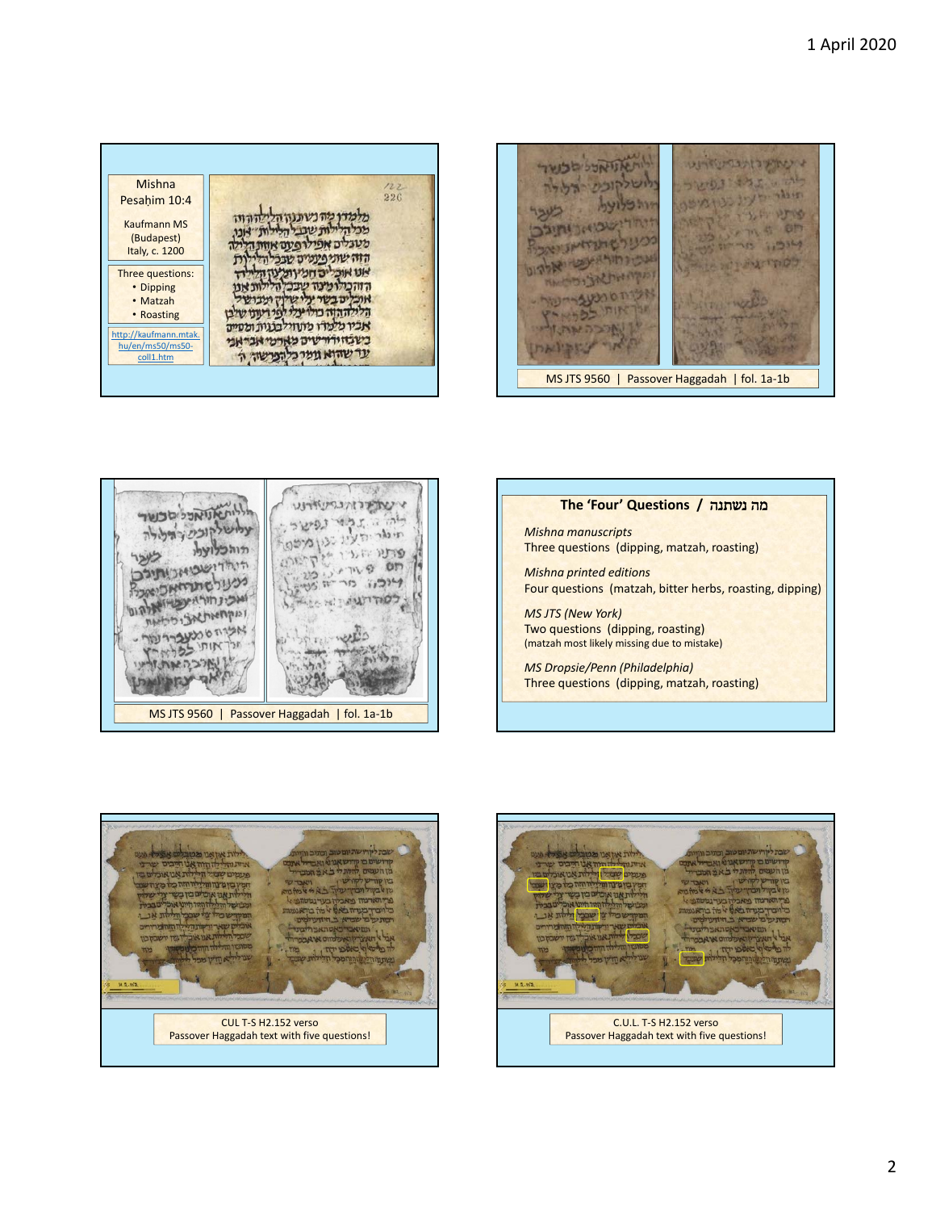Mishna Pesaḥim 10:4

Kaufmann MS (Budapest) Italy, c. 1200

Three questions:
- Dipping
- Matzah
- Roasting

http://kaufmann.mtak.hu/en/ms50/ms50-coll1.htm

MS JTS 9560 | Passover Haggadah | fol. 1a-1b

MS JTS 9560 | Passover Haggadah | fol. 1a-1b

## The ‘Four’ Questions / מה נשתנה

*Mishna manuscripts*
Three questions (dipping, matzah, roasting)

*Mishna printed editions*
Four questions (matzah, bitter herbs, roasting, dipping)

*MS JTS (New York)*
Two questions (dipping, roasting)
(matzah most likely missing due to mistake)

*MS Dropsie/Penn (Philadelphia)*
Three questions (dipping, matzah, roasting)

CUL T-S H2.152 verso
Passover Haggadah text with five questions!

C.U.L. T-S H2.152 verso
Passover Haggadah text with five questions!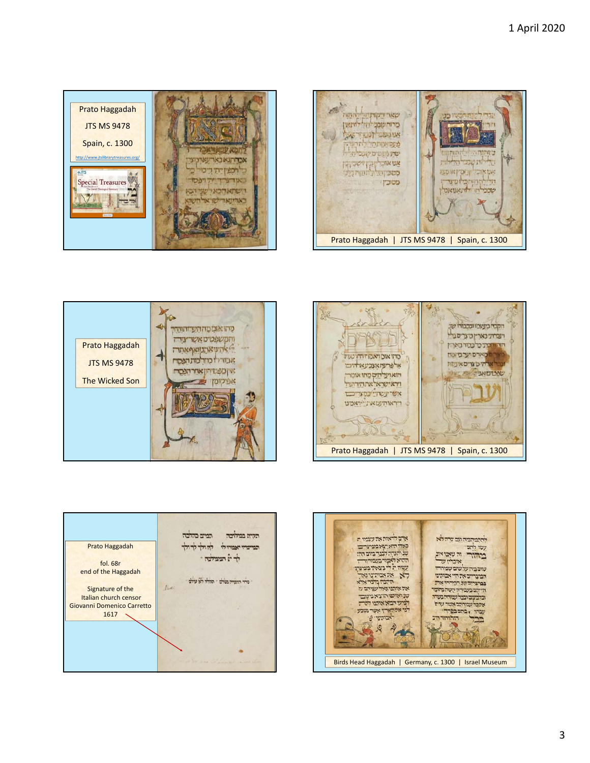Prato Haggadah

JTS MS 9478

Spain, c. 1300

http://www.jtslibrarytreasures.org/

Prato Haggadah | JTS MS 9478 | Spain, c. 1300

Prato Haggadah

JTS MS 9478

The Wicked Son

Prato Haggadah | JTS MS 9478 | Spain, c. 1300

Prato Haggadah

fol. 68r
end of the Haggadah

Signature of the
Italian church censor
Giovanni Domenico Carretto
1617

Birds Head Haggadah | Germany, c. 1300 | Israel Museum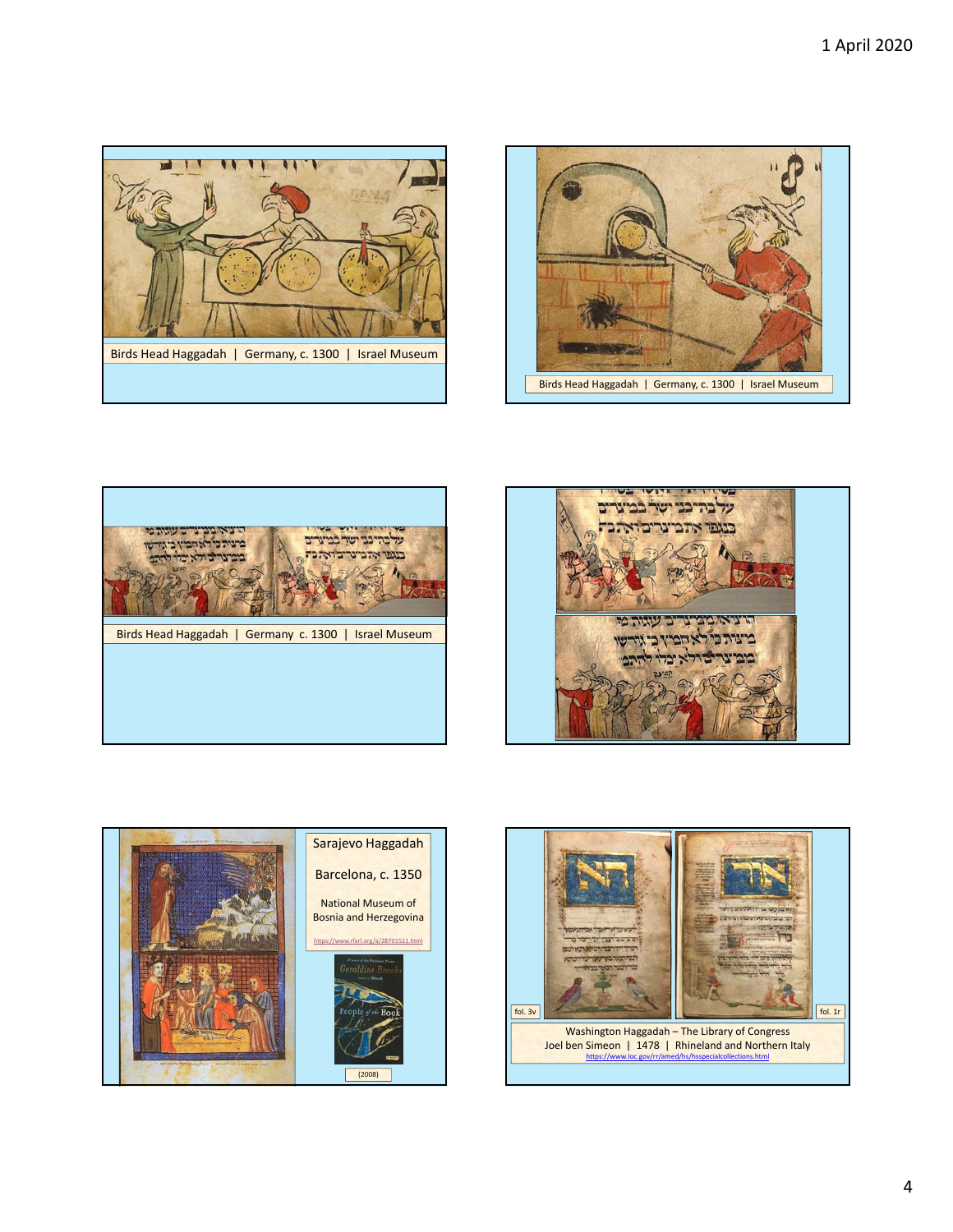Birds Head Haggadah | Germany, c. 1300 | Israel Museum

Birds Head Haggadah | Germany, c. 1300 | Israel Museum

Birds Head Haggadah | Germany c. 1300 | Israel Museum

Sarajevo Haggadah

Barcelona, c. 1350

National Museum of Bosnia and Herzegovina

https://www.rferl.org/a/28701521.html

(2008)

fol. 3v

fol. 1r

Washington Haggadah – The Library of Congress
Joel ben Simeon | 1478 | Rhineland and Northern Italy
https://www.loc.gov/rr/amed/hs/hsspecialcollections.html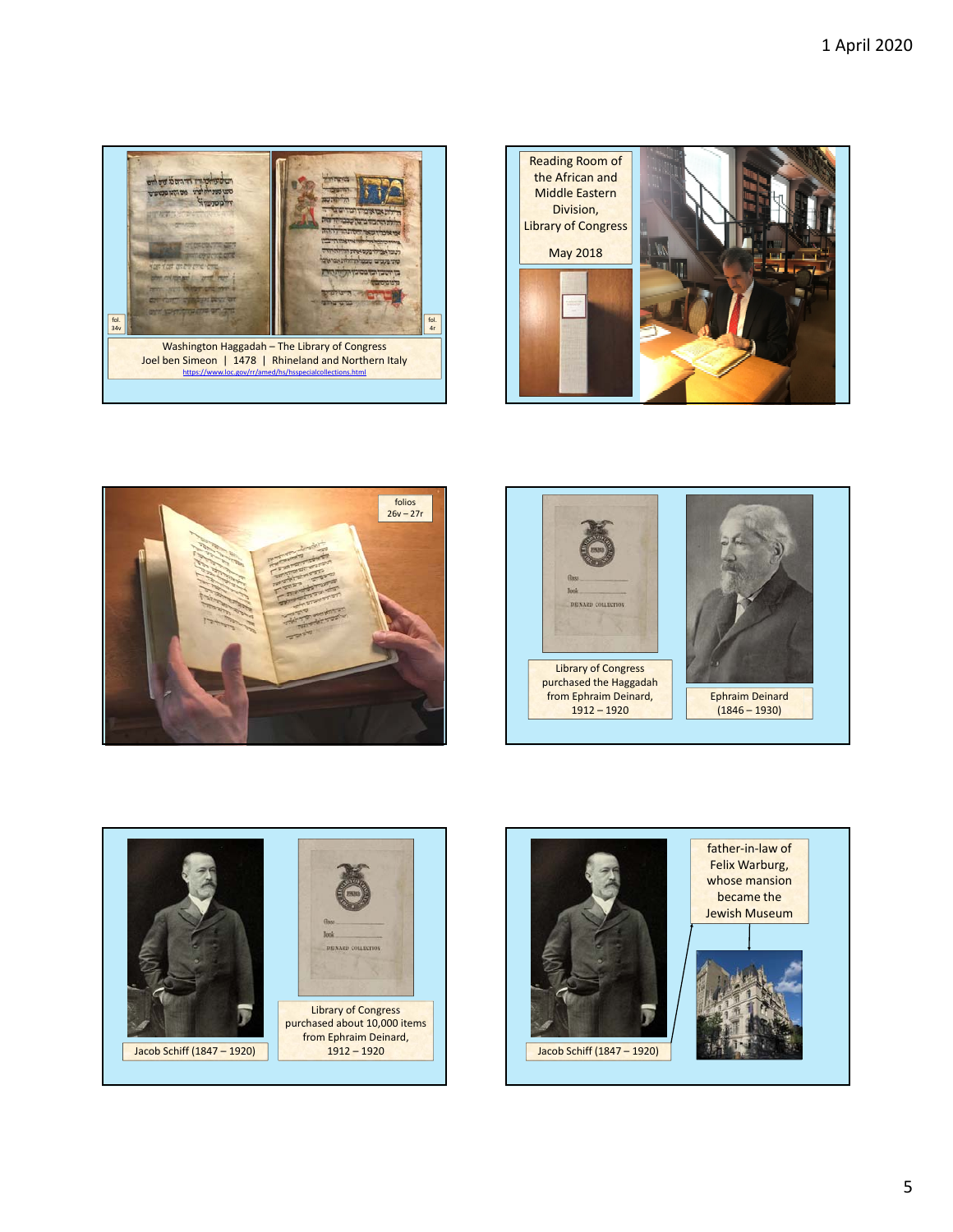fol. 34v

fol. 4r

Washington Haggadah – The Library of Congress
Joel ben Simeon | 1478 | Rhineland and Northern Italy
https://www.loc.gov/rr/amed/hs/hsspecialcollections.html

Reading Room of the African and Middle Eastern Division, Library of Congress

May 2018

folios 26v – 27r

Library of Congress purchased the Haggadah from Ephraim Deinard, 1912 – 1920

Ephraim Deinard (1846 – 1930)

Jacob Schiff (1847 – 1920)

Library of Congress purchased about 10,000 items from Ephraim Deinard, 1912 – 1920

Jacob Schiff (1847 – 1920)

father-in-law of Felix Warburg, whose mansion became the Jewish Museum